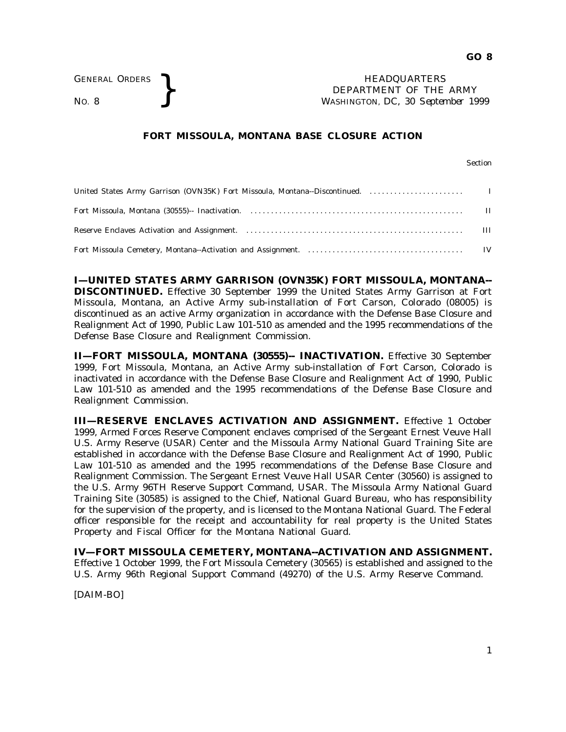GENERAL ORDERS
NO. 8

HEADQUARTERS
DEPARTMENT OF THE ARMY
WASHINGTON, DC, *30 September 1999*

## FORT MISSOULA, MONTANA BASE CLOSURE ACTION

| | Section |
|---|---|
| United States Army Garrison (OVN35K) Fort Missoula, Montana--Discontinued. | I |
| Fort Missoula, Montana (30555)-- Inactivation. | II |
| Reserve Enclaves Activation and Assignment. | III |
| Fort Missoula Cemetery, Montana--Activation and Assignment. | IV |

**I—UNITED STATES ARMY GARRISON (OVN35K) FORT MISSOULA, MONTANA--DISCONTINUED.** Effective 30 September 1999 the United States Army Garrison at Fort Missoula, Montana, an Active Army sub-installation of Fort Carson, Colorado (08005) is discontinued as an active Army organization in accordance with the Defense Base Closure and Realignment Act of 1990, Public Law 101-510 as amended and the 1995 recommendations of the Defense Base Closure and Realignment Commission.

**II—FORT MISSOULA, MONTANA (30555)-- INACTIVATION.** Effective 30 September 1999, Fort Missoula, Montana, an Active Army sub-installation of Fort Carson, Colorado is inactivated in accordance with the Defense Base Closure and Realignment Act of 1990, Public Law 101-510 as amended and the 1995 recommendations of the Defense Base Closure and Realignment Commission.

**III—RESERVE ENCLAVES ACTIVATION AND ASSIGNMENT.** Effective 1 October 1999, Armed Forces Reserve Component enclaves comprised of the Sergeant Ernest Veuve Hall U.S. Army Reserve (USAR) Center and the Missoula Army National Guard Training Site are established in accordance with the Defense Base Closure and Realignment Act of 1990, Public Law 101-510 as amended and the 1995 recommendations of the Defense Base Closure and Realignment Commission. The Sergeant Ernest Veuve Hall USAR Center (30560) is assigned to the U.S. Army 96TH Reserve Support Command, USAR. The Missoula Army National Guard Training Site (30585) is assigned to the Chief, National Guard Bureau, who has responsibility for the supervision of the property, and is licensed to the Montana National Guard. The Federal officer responsible for the receipt and accountability for real property is the United States Property and Fiscal Officer for the Montana National Guard.

**IV—FORT MISSOULA CEMETERY, MONTANA--ACTIVATION AND ASSIGNMENT.** Effective 1 October 1999, the Fort Missoula Cemetery (30565) is established and assigned to the U.S. Army 96th Regional Support Command (49270) of the U.S. Army Reserve Command.

[DAIM-BO]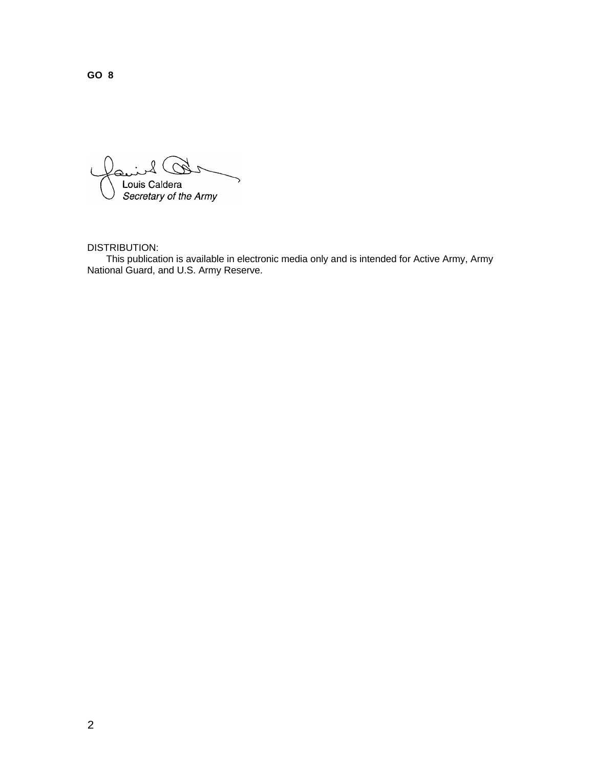Louis Caldera
*Secretary of the Army*

DISTRIBUTION:
This publication is available in electronic media only and is intended for Active Army, Army National Guard, and U.S. Army Reserve.